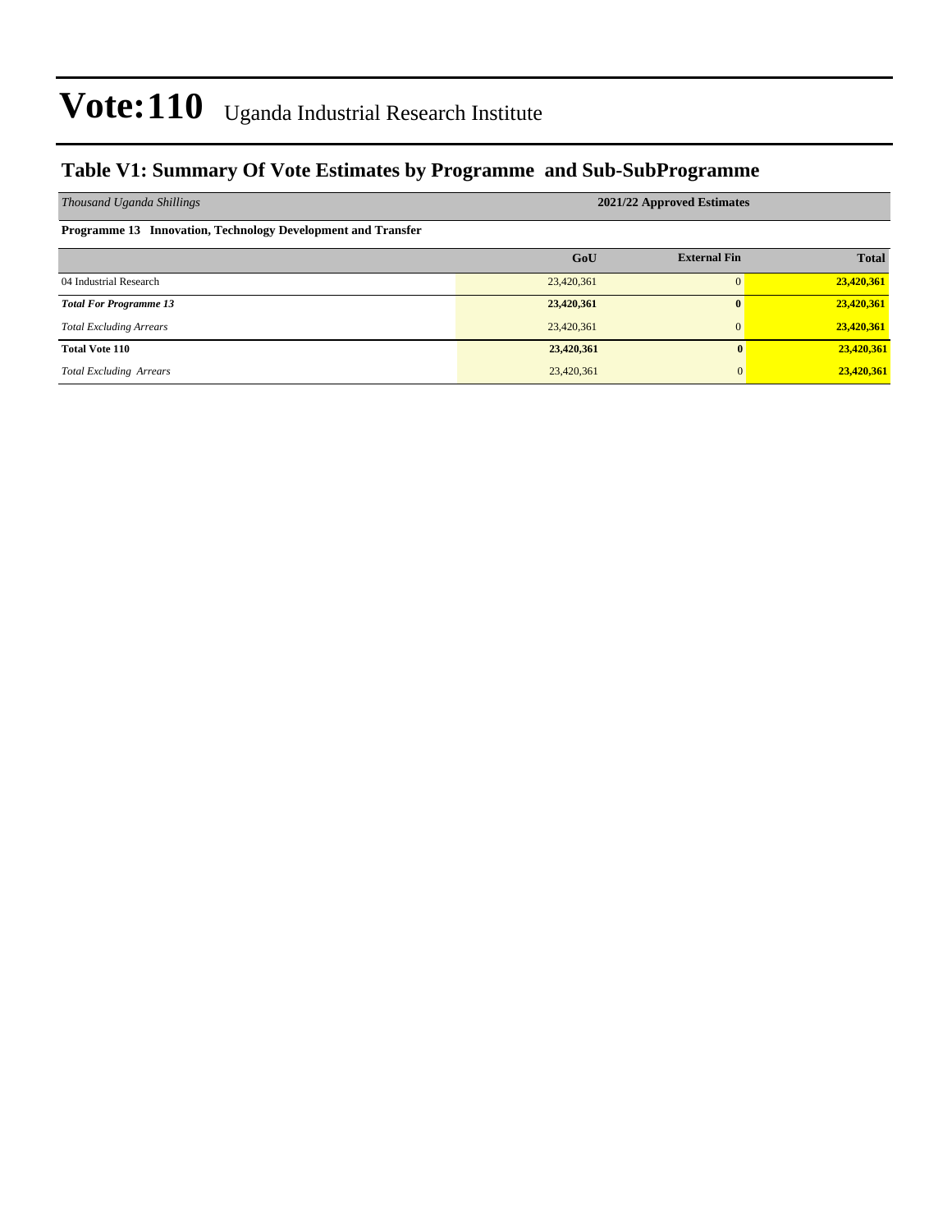# Vote:110 Uganda Industrial Research Institute

## Table V1: Summary Of Vote Estimates by Programme and Sub-SubProgramme

| *Thousand Uganda Shillings* | 2021/22 Approved Estimates | | |
|---|---|---|---|
| **Programme 13 Innovation, Technology Development and Transfer** | | | |
| | **GoU** | **External Fin** | **Total** |
| 04 Industrial Research | 23,420,361 | 0 | **23,420,361** |
| ***Total For Programme 13*** | **23,420,361** | **0** | **23,420,361** |
| *Total Excluding Arrears* | 23,420,361 | 0 | **23,420,361** |
| **Total Vote 110** | **23,420,361** | **0** | **23,420,361** |
| *Total Excluding Arrears* | 23,420,361 | 0 | **23,420,361** |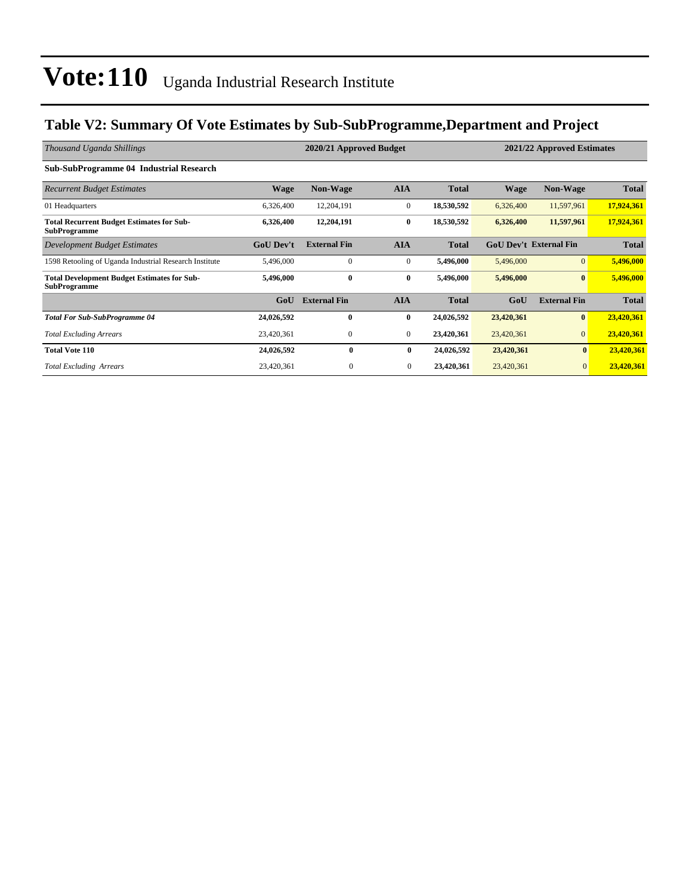# Vote:110 Uganda Industrial Research Institute

## Table V2: Summary Of Vote Estimates by Sub-SubProgramme,Department and Project

| *Thousand Uganda Shillings* | 2020/21 Approved Budget | | | | 2021/22 Approved Estimates | | |
|---|---|---|---|---|---|---|---|
| **Sub-SubProgramme 04 Industrial Research** | | | | | | | |
| *Recurrent Budget Estimates* | **Wage** | **Non-Wage** | **AIA** | **Total** | **Wage** | **Non-Wage** | **Total** |
| 01 Headquarters | 6,326,400 | 12,204,191 | 0 | **18,530,592** | 6,326,400 | 11,597,961 | **17,924,361** |
| **Total Recurrent Budget Estimates for Sub-SubProgramme** | **6,326,400** | **12,204,191** | **0** | **18,530,592** | **6,326,400** | **11,597,961** | **17,924,361** |
| *Development Budget Estimates* | **GoU Dev't** | **External Fin** | **AIA** | **Total** | **GoU Dev't** | **External Fin** | **Total** |
| 1598 Retooling of Uganda Industrial Research Institute | 5,496,000 | 0 | 0 | **5,496,000** | 5,496,000 | 0 | **5,496,000** |
| **Total Development Budget Estimates for Sub-SubProgramme** | **5,496,000** | **0** | **0** | **5,496,000** | **5,496,000** | **0** | **5,496,000** |
| | **GoU** | **External Fin** | **AIA** | **Total** | **GoU** | **External Fin** | **Total** |
| ***Total For Sub-SubProgramme 04*** | **24,026,592** | **0** | **0** | **24,026,592** | **23,420,361** | **0** | **23,420,361** |
| *Total Excluding Arrears* | 23,420,361 | 0 | 0 | **23,420,361** | 23,420,361 | 0 | **23,420,361** |
| **Total Vote 110** | **24,026,592** | **0** | **0** | **24,026,592** | **23,420,361** | **0** | **23,420,361** |
| *Total Excluding Arrears* | 23,420,361 | 0 | 0 | **23,420,361** | 23,420,361 | 0 | **23,420,361** |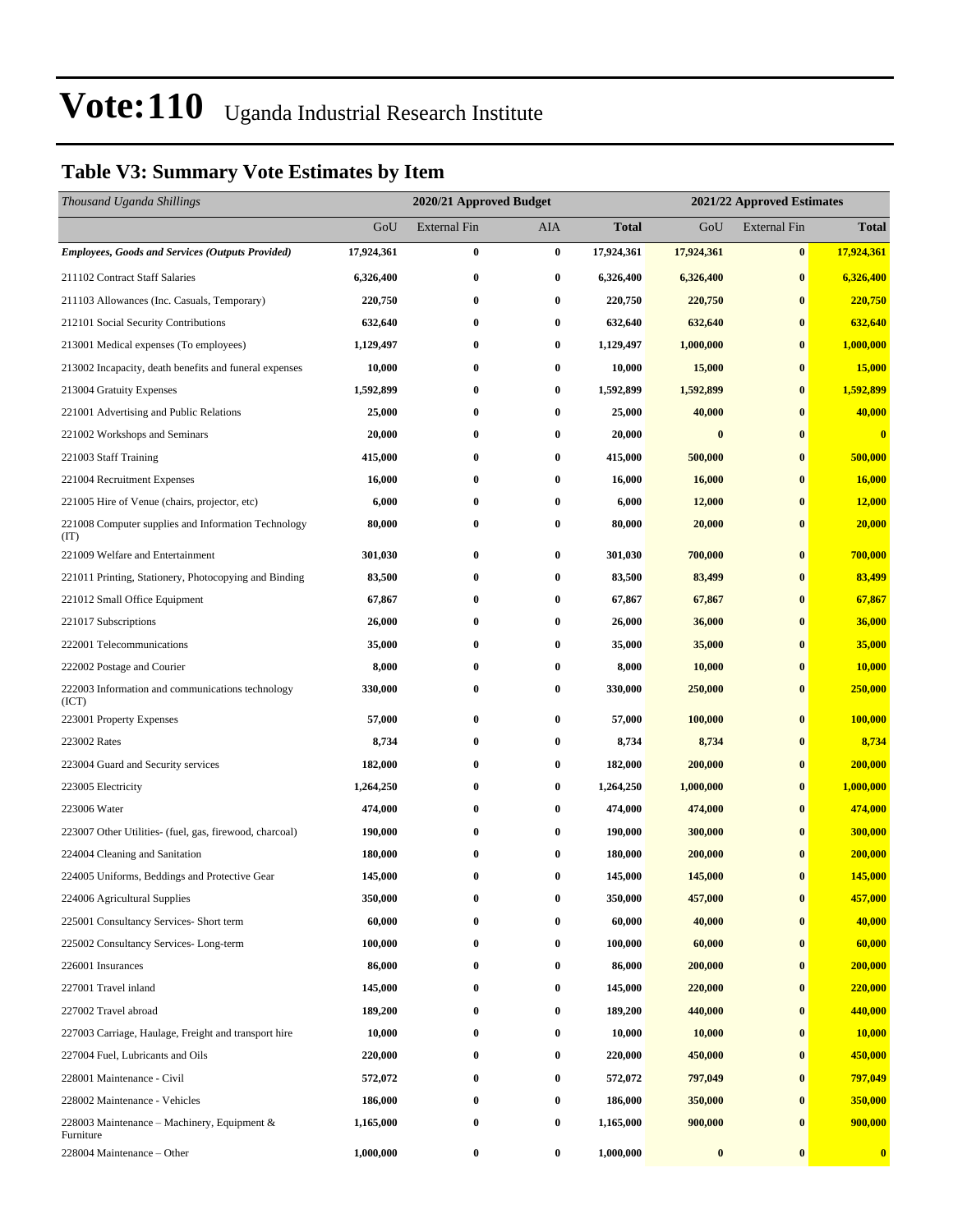# Vote:110 Uganda Industrial Research Institute

## Table V3: Summary Vote Estimates by Item

| *Thousand Uganda Shillings* | 2020/21 Approved Budget | | | | 2021/22 Approved Estimates | | |
|---|---|---|---|---|---|---|---|
| | GoU | External Fin | AIA | **Total** | GoU | External Fin | **Total** |
| ***Employees, Goods and Services (Outputs Provided)*** | **17,924,361** | **0** | **0** | **17,924,361** | **17,924,361** | **0** | **17,924,361** |
| 211102 Contract Staff Salaries | **6,326,400** | **0** | **0** | **6,326,400** | **6,326,400** | **0** | **6,326,400** |
| 211103 Allowances (Inc. Casuals, Temporary) | **220,750** | **0** | **0** | **220,750** | **220,750** | **0** | **220,750** |
| 212101 Social Security Contributions | **632,640** | **0** | **0** | **632,640** | **632,640** | **0** | **632,640** |
| 213001 Medical expenses (To employees) | **1,129,497** | **0** | **0** | **1,129,497** | **1,000,000** | **0** | **1,000,000** |
| 213002 Incapacity, death benefits and funeral expenses | **10,000** | **0** | **0** | **10,000** | **15,000** | **0** | **15,000** |
| 213004 Gratuity Expenses | **1,592,899** | **0** | **0** | **1,592,899** | **1,592,899** | **0** | **1,592,899** |
| 221001 Advertising and Public Relations | **25,000** | **0** | **0** | **25,000** | **40,000** | **0** | **40,000** |
| 221002 Workshops and Seminars | **20,000** | **0** | **0** | **20,000** | **0** | **0** | **0** |
| 221003 Staff Training | **415,000** | **0** | **0** | **415,000** | **500,000** | **0** | **500,000** |
| 221004 Recruitment Expenses | **16,000** | **0** | **0** | **16,000** | **16,000** | **0** | **16,000** |
| 221005 Hire of Venue (chairs, projector, etc) | **6,000** | **0** | **0** | **6,000** | **12,000** | **0** | **12,000** |
| 221008 Computer supplies and Information Technology (IT) | **80,000** | **0** | **0** | **80,000** | **20,000** | **0** | **20,000** |
| 221009 Welfare and Entertainment | **301,030** | **0** | **0** | **301,030** | **700,000** | **0** | **700,000** |
| 221011 Printing, Stationery, Photocopying and Binding | **83,500** | **0** | **0** | **83,500** | **83,499** | **0** | **83,499** |
| 221012 Small Office Equipment | **67,867** | **0** | **0** | **67,867** | **67,867** | **0** | **67,867** |
| 221017 Subscriptions | **26,000** | **0** | **0** | **26,000** | **36,000** | **0** | **36,000** |
| 222001 Telecommunications | **35,000** | **0** | **0** | **35,000** | **35,000** | **0** | **35,000** |
| 222002 Postage and Courier | **8,000** | **0** | **0** | **8,000** | **10,000** | **0** | **10,000** |
| 222003 Information and communications technology (ICT) | **330,000** | **0** | **0** | **330,000** | **250,000** | **0** | **250,000** |
| 223001 Property Expenses | **57,000** | **0** | **0** | **57,000** | **100,000** | **0** | **100,000** |
| 223002 Rates | **8,734** | **0** | **0** | **8,734** | **8,734** | **0** | **8,734** |
| 223004 Guard and Security services | **182,000** | **0** | **0** | **182,000** | **200,000** | **0** | **200,000** |
| 223005 Electricity | **1,264,250** | **0** | **0** | **1,264,250** | **1,000,000** | **0** | **1,000,000** |
| 223006 Water | **474,000** | **0** | **0** | **474,000** | **474,000** | **0** | **474,000** |
| 223007 Other Utilities- (fuel, gas, firewood, charcoal) | **190,000** | **0** | **0** | **190,000** | **300,000** | **0** | **300,000** |
| 224004 Cleaning and Sanitation | **180,000** | **0** | **0** | **180,000** | **200,000** | **0** | **200,000** |
| 224005 Uniforms, Beddings and Protective Gear | **145,000** | **0** | **0** | **145,000** | **145,000** | **0** | **145,000** |
| 224006 Agricultural Supplies | **350,000** | **0** | **0** | **350,000** | **457,000** | **0** | **457,000** |
| 225001 Consultancy Services- Short term | **60,000** | **0** | **0** | **60,000** | **40,000** | **0** | **40,000** |
| 225002 Consultancy Services- Long-term | **100,000** | **0** | **0** | **100,000** | **60,000** | **0** | **60,000** |
| 226001 Insurances | **86,000** | **0** | **0** | **86,000** | **200,000** | **0** | **200,000** |
| 227001 Travel inland | **145,000** | **0** | **0** | **145,000** | **220,000** | **0** | **220,000** |
| 227002 Travel abroad | **189,200** | **0** | **0** | **189,200** | **440,000** | **0** | **440,000** |
| 227003 Carriage, Haulage, Freight and transport hire | **10,000** | **0** | **0** | **10,000** | **10,000** | **0** | **10,000** |
| 227004 Fuel, Lubricants and Oils | **220,000** | **0** | **0** | **220,000** | **450,000** | **0** | **450,000** |
| 228001 Maintenance - Civil | **572,072** | **0** | **0** | **572,072** | **797,049** | **0** | **797,049** |
| 228002 Maintenance - Vehicles | **186,000** | **0** | **0** | **186,000** | **350,000** | **0** | **350,000** |
| 228003 Maintenance – Machinery, Equipment & Furniture | **1,165,000** | **0** | **0** | **1,165,000** | **900,000** | **0** | **900,000** |
| 228004 Maintenance – Other | **1,000,000** | **0** | **0** | **1,000,000** | **0** | **0** | **0** |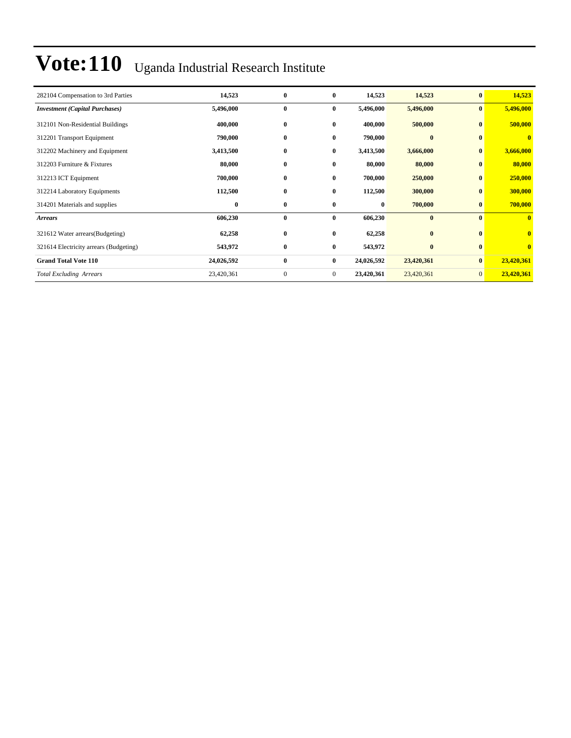# Vote:110 Uganda Industrial Research Institute

| | | | | | | | |
|---|---|---|---|---|---|---|---|
| 282104 Compensation to 3rd Parties | **14,523** | **0** | **0** | **14,523** | **14,523** | **0** | **14,523** |
| ***Investment (Capital Purchases)*** | **5,496,000** | **0** | **0** | **5,496,000** | **5,496,000** | **0** | **5,496,000** |
| 312101 Non-Residential Buildings | **400,000** | **0** | **0** | **400,000** | **500,000** | **0** | **500,000** |
| 312201 Transport Equipment | **790,000** | **0** | **0** | **790,000** | **0** | **0** | **0** |
| 312202 Machinery and Equipment | **3,413,500** | **0** | **0** | **3,413,500** | **3,666,000** | **0** | **3,666,000** |
| 312203 Furniture & Fixtures | **80,000** | **0** | **0** | **80,000** | **80,000** | **0** | **80,000** |
| 312213 ICT Equipment | **700,000** | **0** | **0** | **700,000** | **250,000** | **0** | **250,000** |
| 312214 Laboratory Equipments | **112,500** | **0** | **0** | **112,500** | **300,000** | **0** | **300,000** |
| 314201 Materials and supplies | **0** | **0** | **0** | **0** | **700,000** | **0** | **700,000** |
| ***Arrears*** | **606,230** | **0** | **0** | **606,230** | **0** | **0** | **0** |
| 321612 Water arrears(Budgeting) | **62,258** | **0** | **0** | **62,258** | **0** | **0** | **0** |
| 321614 Electricity arrears (Budgeting) | **543,972** | **0** | **0** | **543,972** | **0** | **0** | **0** |
| **Grand Total Vote 110** | **24,026,592** | **0** | **0** | **24,026,592** | **23,420,361** | **0** | **23,420,361** |
| *Total Excluding Arrears* | 23,420,361 | 0 | 0 | **23,420,361** | 23,420,361 | 0 | **23,420,361** |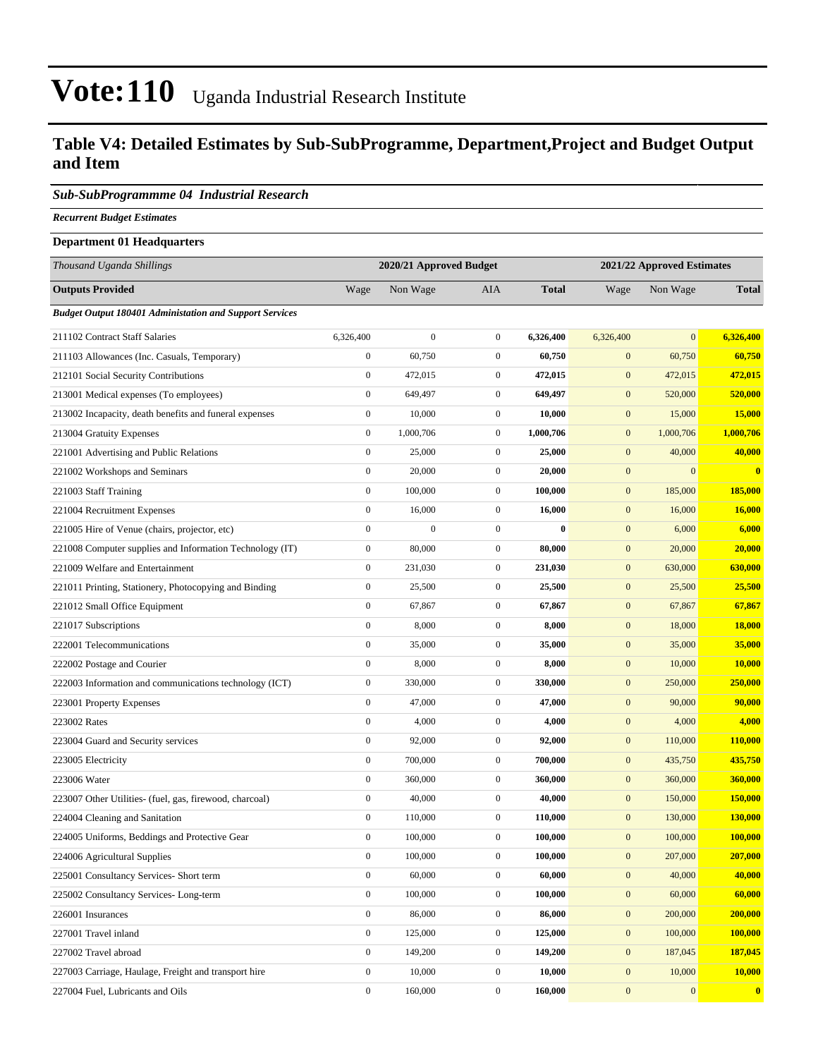# Vote:110 Uganda Industrial Research Institute

## Table V4: Detailed Estimates by Sub-SubProgramme, Department,Project and Budget Output and Item

### *Sub-SubProgrammme 04 Industrial Research*

***Recurrent Budget Estimates***

**Department 01 Headquarters**

| *Thousand Uganda Shillings* | 2020/21 Approved Budget | | | | 2021/22 Approved Estimates | | |
|---|---|---|---|---|---|---|---|
| **Outputs Provided** | Wage | Non Wage | AIA | **Total** | Wage | Non Wage | **Total** |
| ***Budget Output 180401 Administation and Support Services*** | | | | | | | |
| 211102 Contract Staff Salaries | 6,326,400 | 0 | 0 | **6,326,400** | 6,326,400 | 0 | **6,326,400** |
| 211103 Allowances (Inc. Casuals, Temporary) | 0 | 60,750 | 0 | **60,750** | 0 | 60,750 | **60,750** |
| 212101 Social Security Contributions | 0 | 472,015 | 0 | **472,015** | 0 | 472,015 | **472,015** |
| 213001 Medical expenses (To employees) | 0 | 649,497 | 0 | **649,497** | 0 | 520,000 | **520,000** |
| 213002 Incapacity, death benefits and funeral expenses | 0 | 10,000 | 0 | **10,000** | 0 | 15,000 | **15,000** |
| 213004 Gratuity Expenses | 0 | 1,000,706 | 0 | **1,000,706** | 0 | 1,000,706 | **1,000,706** |
| 221001 Advertising and Public Relations | 0 | 25,000 | 0 | **25,000** | 0 | 40,000 | **40,000** |
| 221002 Workshops and Seminars | 0 | 20,000 | 0 | **20,000** | 0 | 0 | **0** |
| 221003 Staff Training | 0 | 100,000 | 0 | **100,000** | 0 | 185,000 | **185,000** |
| 221004 Recruitment Expenses | 0 | 16,000 | 0 | **16,000** | 0 | 16,000 | **16,000** |
| 221005 Hire of Venue (chairs, projector, etc) | 0 | 0 | 0 | **0** | 0 | 6,000 | **6,000** |
| 221008 Computer supplies and Information Technology (IT) | 0 | 80,000 | 0 | **80,000** | 0 | 20,000 | **20,000** |
| 221009 Welfare and Entertainment | 0 | 231,030 | 0 | **231,030** | 0 | 630,000 | **630,000** |
| 221011 Printing, Stationery, Photocopying and Binding | 0 | 25,500 | 0 | **25,500** | 0 | 25,500 | **25,500** |
| 221012 Small Office Equipment | 0 | 67,867 | 0 | **67,867** | 0 | 67,867 | **67,867** |
| 221017 Subscriptions | 0 | 8,000 | 0 | **8,000** | 0 | 18,000 | **18,000** |
| 222001 Telecommunications | 0 | 35,000 | 0 | **35,000** | 0 | 35,000 | **35,000** |
| 222002 Postage and Courier | 0 | 8,000 | 0 | **8,000** | 0 | 10,000 | **10,000** |
| 222003 Information and communications technology (ICT) | 0 | 330,000 | 0 | **330,000** | 0 | 250,000 | **250,000** |
| 223001 Property Expenses | 0 | 47,000 | 0 | **47,000** | 0 | 90,000 | **90,000** |
| 223002 Rates | 0 | 4,000 | 0 | **4,000** | 0 | 4,000 | **4,000** |
| 223004 Guard and Security services | 0 | 92,000 | 0 | **92,000** | 0 | 110,000 | **110,000** |
| 223005 Electricity | 0 | 700,000 | 0 | **700,000** | 0 | 435,750 | **435,750** |
| 223006 Water | 0 | 360,000 | 0 | **360,000** | 0 | 360,000 | **360,000** |
| 223007 Other Utilities- (fuel, gas, firewood, charcoal) | 0 | 40,000 | 0 | **40,000** | 0 | 150,000 | **150,000** |
| 224004 Cleaning and Sanitation | 0 | 110,000 | 0 | **110,000** | 0 | 130,000 | **130,000** |
| 224005 Uniforms, Beddings and Protective Gear | 0 | 100,000 | 0 | **100,000** | 0 | 100,000 | **100,000** |
| 224006 Agricultural Supplies | 0 | 100,000 | 0 | **100,000** | 0 | 207,000 | **207,000** |
| 225001 Consultancy Services- Short term | 0 | 60,000 | 0 | **60,000** | 0 | 40,000 | **40,000** |
| 225002 Consultancy Services- Long-term | 0 | 100,000 | 0 | **100,000** | 0 | 60,000 | **60,000** |
| 226001 Insurances | 0 | 86,000 | 0 | **86,000** | 0 | 200,000 | **200,000** |
| 227001 Travel inland | 0 | 125,000 | 0 | **125,000** | 0 | 100,000 | **100,000** |
| 227002 Travel abroad | 0 | 149,200 | 0 | **149,200** | 0 | 187,045 | **187,045** |
| 227003 Carriage, Haulage, Freight and transport hire | 0 | 10,000 | 0 | **10,000** | 0 | 10,000 | **10,000** |
| 227004 Fuel, Lubricants and Oils | 0 | 160,000 | 0 | **160,000** | 0 | 0 | **0** |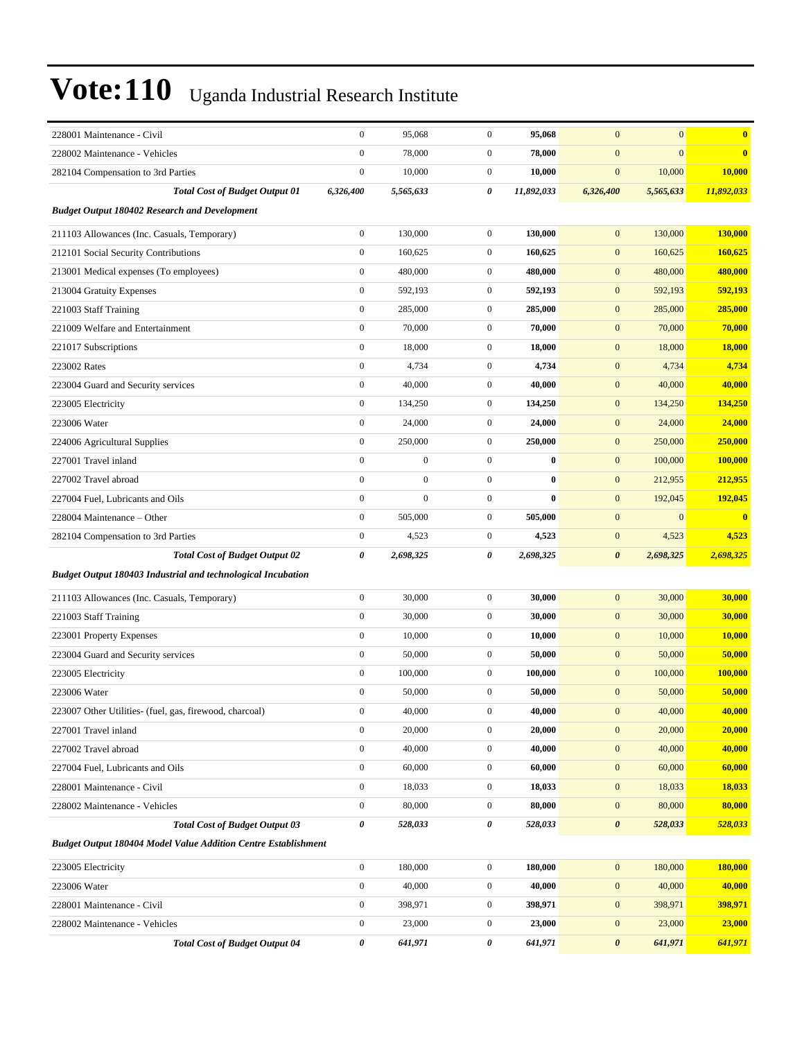# Vote:110 Uganda Industrial Research Institute

| | | | | | | | |
|---|---|---|---|---|---|---|---|
| 228001 Maintenance - Civil | 0 | 95,068 | 0 | **95,068** | 0 | 0 | **0** |
| 228002 Maintenance - Vehicles | 0 | 78,000 | 0 | **78,000** | 0 | 0 | **0** |
| 282104 Compensation to 3rd Parties | 0 | 10,000 | 0 | **10,000** | 0 | 10,000 | **10,000** |
| ***Total Cost of Budget Output 01*** | ***6,326,400*** | ***5,565,633*** | ***0*** | ***11,892,033*** | ***6,326,400*** | ***5,565,633*** | ***11,892,033*** |
| ***Budget Output 180402 Research and Development*** | | | | | | | |
| 211103 Allowances (Inc. Casuals, Temporary) | 0 | 130,000 | 0 | **130,000** | 0 | 130,000 | **130,000** |
| 212101 Social Security Contributions | 0 | 160,625 | 0 | **160,625** | 0 | 160,625 | **160,625** |
| 213001 Medical expenses (To employees) | 0 | 480,000 | 0 | **480,000** | 0 | 480,000 | **480,000** |
| 213004 Gratuity Expenses | 0 | 592,193 | 0 | **592,193** | 0 | 592,193 | **592,193** |
| 221003 Staff Training | 0 | 285,000 | 0 | **285,000** | 0 | 285,000 | **285,000** |
| 221009 Welfare and Entertainment | 0 | 70,000 | 0 | **70,000** | 0 | 70,000 | **70,000** |
| 221017 Subscriptions | 0 | 18,000 | 0 | **18,000** | 0 | 18,000 | **18,000** |
| 223002 Rates | 0 | 4,734 | 0 | **4,734** | 0 | 4,734 | **4,734** |
| 223004 Guard and Security services | 0 | 40,000 | 0 | **40,000** | 0 | 40,000 | **40,000** |
| 223005 Electricity | 0 | 134,250 | 0 | **134,250** | 0 | 134,250 | **134,250** |
| 223006 Water | 0 | 24,000 | 0 | **24,000** | 0 | 24,000 | **24,000** |
| 224006 Agricultural Supplies | 0 | 250,000 | 0 | **250,000** | 0 | 250,000 | **250,000** |
| 227001 Travel inland | 0 | 0 | 0 | **0** | 0 | 100,000 | **100,000** |
| 227002 Travel abroad | 0 | 0 | 0 | **0** | 0 | 212,955 | **212,955** |
| 227004 Fuel, Lubricants and Oils | 0 | 0 | 0 | **0** | 0 | 192,045 | **192,045** |
| 228004 Maintenance – Other | 0 | 505,000 | 0 | **505,000** | 0 | 0 | **0** |
| 282104 Compensation to 3rd Parties | 0 | 4,523 | 0 | **4,523** | 0 | 4,523 | **4,523** |
| ***Total Cost of Budget Output 02*** | ***0*** | ***2,698,325*** | ***0*** | ***2,698,325*** | ***0*** | ***2,698,325*** | ***2,698,325*** |
| ***Budget Output 180403 Industrial and technological Incubation*** | | | | | | | |
| 211103 Allowances (Inc. Casuals, Temporary) | 0 | 30,000 | 0 | **30,000** | 0 | 30,000 | **30,000** |
| 221003 Staff Training | 0 | 30,000 | 0 | **30,000** | 0 | 30,000 | **30,000** |
| 223001 Property Expenses | 0 | 10,000 | 0 | **10,000** | 0 | 10,000 | **10,000** |
| 223004 Guard and Security services | 0 | 50,000 | 0 | **50,000** | 0 | 50,000 | **50,000** |
| 223005 Electricity | 0 | 100,000 | 0 | **100,000** | 0 | 100,000 | **100,000** |
| 223006 Water | 0 | 50,000 | 0 | **50,000** | 0 | 50,000 | **50,000** |
| 223007 Other Utilities- (fuel, gas, firewood, charcoal) | 0 | 40,000 | 0 | **40,000** | 0 | 40,000 | **40,000** |
| 227001 Travel inland | 0 | 20,000 | 0 | **20,000** | 0 | 20,000 | **20,000** |
| 227002 Travel abroad | 0 | 40,000 | 0 | **40,000** | 0 | 40,000 | **40,000** |
| 227004 Fuel, Lubricants and Oils | 0 | 60,000 | 0 | **60,000** | 0 | 60,000 | **60,000** |
| 228001 Maintenance - Civil | 0 | 18,033 | 0 | **18,033** | 0 | 18,033 | **18,033** |
| 228002 Maintenance - Vehicles | 0 | 80,000 | 0 | **80,000** | 0 | 80,000 | **80,000** |
| ***Total Cost of Budget Output 03*** | ***0*** | ***528,033*** | ***0*** | ***528,033*** | ***0*** | ***528,033*** | ***528,033*** |
| ***Budget Output 180404 Model Value Addition Centre Establishment*** | | | | | | | |
| 223005 Electricity | 0 | 180,000 | 0 | **180,000** | 0 | 180,000 | **180,000** |
| 223006 Water | 0 | 40,000 | 0 | **40,000** | 0 | 40,000 | **40,000** |
| 228001 Maintenance - Civil | 0 | 398,971 | 0 | **398,971** | 0 | 398,971 | **398,971** |
| 228002 Maintenance - Vehicles | 0 | 23,000 | 0 | **23,000** | 0 | 23,000 | **23,000** |
| ***Total Cost of Budget Output 04*** | ***0*** | ***641,971*** | ***0*** | ***641,971*** | ***0*** | ***641,971*** | ***641,971*** |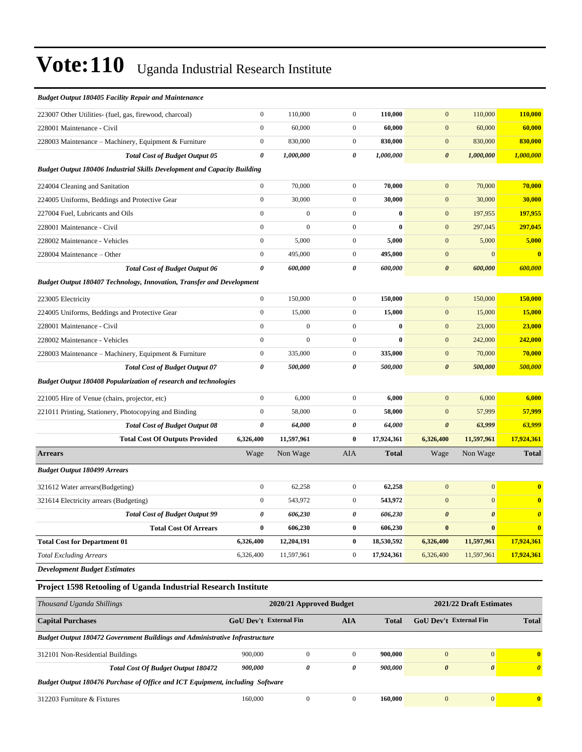# Vote:110 Uganda Industrial Research Institute

| *Budget Output 180405 Facility Repair and Maintenance* | | | | | | | |
|---|---|---|---|---|---|---|---|
| 223007 Other Utilities- (fuel, gas, firewood, charcoal) | 0 | 110,000 | 0 | **110,000** | 0 | 110,000 | **110,000** |
| 228001 Maintenance - Civil | 0 | 60,000 | 0 | **60,000** | 0 | 60,000 | **60,000** |
| 228003 Maintenance – Machinery, Equipment & Furniture | 0 | 830,000 | 0 | **830,000** | 0 | 830,000 | **830,000** |
| ***Total Cost of Budget Output 05*** | ***0*** | ***1,000,000*** | ***0*** | ***1,000,000*** | ***0*** | ***1,000,000*** | ***1,000,000*** |
| ***Budget Output 180406 Industrial Skills Development and Capacity Building*** | | | | | | | |
| 224004 Cleaning and Sanitation | 0 | 70,000 | 0 | **70,000** | 0 | 70,000 | **70,000** |
| 224005 Uniforms, Beddings and Protective Gear | 0 | 30,000 | 0 | **30,000** | 0 | 30,000 | **30,000** |
| 227004 Fuel, Lubricants and Oils | 0 | 0 | 0 | **0** | 0 | 197,955 | **197,955** |
| 228001 Maintenance - Civil | 0 | 0 | 0 | **0** | 0 | 297,045 | **297,045** |
| 228002 Maintenance - Vehicles | 0 | 5,000 | 0 | **5,000** | 0 | 5,000 | **5,000** |
| 228004 Maintenance – Other | 0 | 495,000 | 0 | **495,000** | 0 | 0 | **0** |
| ***Total Cost of Budget Output 06*** | ***0*** | ***600,000*** | ***0*** | ***600,000*** | ***0*** | ***600,000*** | ***600,000*** |
| ***Budget Output 180407 Technology, Innovation, Transfer and Development*** | | | | | | | |
| 223005 Electricity | 0 | 150,000 | 0 | **150,000** | 0 | 150,000 | **150,000** |
| 224005 Uniforms, Beddings and Protective Gear | 0 | 15,000 | 0 | **15,000** | 0 | 15,000 | **15,000** |
| 228001 Maintenance - Civil | 0 | 0 | 0 | **0** | 0 | 23,000 | **23,000** |
| 228002 Maintenance - Vehicles | 0 | 0 | 0 | **0** | 0 | 242,000 | **242,000** |
| 228003 Maintenance – Machinery, Equipment & Furniture | 0 | 335,000 | 0 | **335,000** | 0 | 70,000 | **70,000** |
| ***Total Cost of Budget Output 07*** | ***0*** | ***500,000*** | ***0*** | ***500,000*** | ***0*** | ***500,000*** | ***500,000*** |
| ***Budget Output 180408 Popularization of research and technologies*** | | | | | | | |
| 221005 Hire of Venue (chairs, projector, etc) | 0 | 6,000 | 0 | **6,000** | 0 | 6,000 | **6,000** |
| 221011 Printing, Stationery, Photocopying and Binding | 0 | 58,000 | 0 | **58,000** | 0 | 57,999 | **57,999** |
| ***Total Cost of Budget Output 08*** | ***0*** | ***64,000*** | ***0*** | ***64,000*** | ***0*** | ***63,999*** | ***63,999*** |
| **Total Cost Of Outputs Provided** | **6,326,400** | **11,597,961** | **0** | **17,924,361** | **6,326,400** | **11,597,961** | **17,924,361** |
| **Arrears** | Wage | Non Wage | AIA | **Total** | Wage | Non Wage | **Total** |
| ***Budget Output 180499 Arrears*** | | | | | | | |
| 321612 Water arrears(Budgeting) | 0 | 62,258 | 0 | **62,258** | 0 | 0 | **0** |
| 321614 Electricity arrears (Budgeting) | 0 | 543,972 | 0 | **543,972** | 0 | 0 | **0** |
| ***Total Cost of Budget Output 99*** | ***0*** | ***606,230*** | ***0*** | ***606,230*** | ***0*** | ***0*** | ***0*** |
| **Total Cost Of Arrears** | **0** | **606,230** | **0** | **606,230** | **0** | **0** | **0** |
| **Total Cost for Department 01** | **6,326,400** | **12,204,191** | **0** | **18,530,592** | **6,326,400** | **11,597,961** | **17,924,361** |
| *Total Excluding Arrears* | 6,326,400 | 11,597,961 | 0 | **17,924,361** | 6,326,400 | 11,597,961 | **17,924,361** |

***Development Budget Estimates***

### Project 1598 Retooling of Uganda Industrial Research Institute

| *Thousand Uganda Shillings* | 2020/21 Approved Budget | | | | 2021/22 Draft Estimates | | |
|---|---|---|---|---|---|---|---|
| **Capital Purchases** | **GoU Dev't** | **External Fin** | **AIA** | **Total** | **GoU Dev't** | **External Fin** | **Total** |
| ***Budget Output 180472 Government Buildings and Administrative Infrastructure*** | | | | | | | |
| 312101 Non-Residential Buildings | 900,000 | 0 | 0 | **900,000** | 0 | 0 | **0** |
| ***Total Cost Of Budget Output 180472*** | ***900,000*** | ***0*** | ***0*** | ***900,000*** | ***0*** | ***0*** | ***0*** |
| ***Budget Output 180476 Purchase of Office and ICT Equipment, including Software*** | | | | | | | |
| 312203 Furniture & Fixtures | 160,000 | 0 | 0 | **160,000** | 0 | 0 | **0** |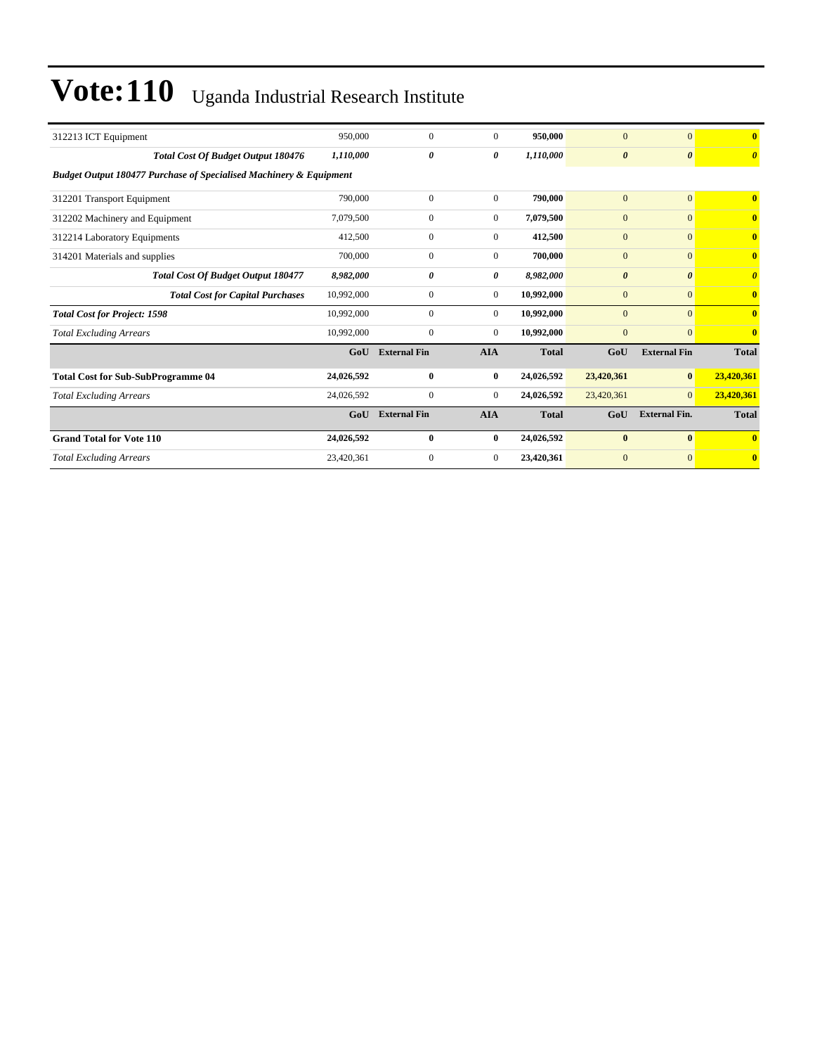# Vote:110 Uganda Industrial Research Institute

| | | | | | | | |
|---|---|---|---|---|---|---|---|
| 312213 ICT Equipment | 950,000 | 0 | 0 | **950,000** | 0 | 0 | **0** |
| ***Total Cost Of Budget Output 180476*** | ***1,110,000*** | ***0*** | ***0*** | ***1,110,000*** | ***0*** | ***0*** | ***0*** |
| ***Budget Output 180477 Purchase of Specialised Machinery & Equipment*** | | | | | | | |
| 312201 Transport Equipment | 790,000 | 0 | 0 | **790,000** | 0 | 0 | **0** |
| 312202 Machinery and Equipment | 7,079,500 | 0 | 0 | **7,079,500** | 0 | 0 | **0** |
| 312214 Laboratory Equipments | 412,500 | 0 | 0 | **412,500** | 0 | 0 | **0** |
| 314201 Materials and supplies | 700,000 | 0 | 0 | **700,000** | 0 | 0 | **0** |
| ***Total Cost Of Budget Output 180477*** | ***8,982,000*** | ***0*** | ***0*** | ***8,982,000*** | ***0*** | ***0*** | ***0*** |
| ***Total Cost for Capital Purchases*** | 10,992,000 | 0 | 0 | **10,992,000** | 0 | 0 | **0** |
| ***Total Cost for Project: 1598*** | 10,992,000 | 0 | 0 | **10,992,000** | 0 | 0 | **0** |
| *Total Excluding Arrears* | 10,992,000 | 0 | 0 | **10,992,000** | 0 | 0 | **0** |
| | **GoU** | **External Fin** | **AIA** | **Total** | **GoU** | **External Fin** | **Total** |
| **Total Cost for Sub-SubProgramme 04** | **24,026,592** | **0** | **0** | **24,026,592** | **23,420,361** | **0** | **23,420,361** |
| *Total Excluding Arrears* | 24,026,592 | 0 | 0 | **24,026,592** | 23,420,361 | 0 | **23,420,361** |
| | **GoU** | **External Fin** | **AIA** | **Total** | **GoU** | **External Fin.** | **Total** |
| **Grand Total for Vote 110** | **24,026,592** | **0** | **0** | **24,026,592** | **0** | **0** | **0** |
| *Total Excluding Arrears* | 23,420,361 | 0 | 0 | **23,420,361** | 0 | 0 | **0** |